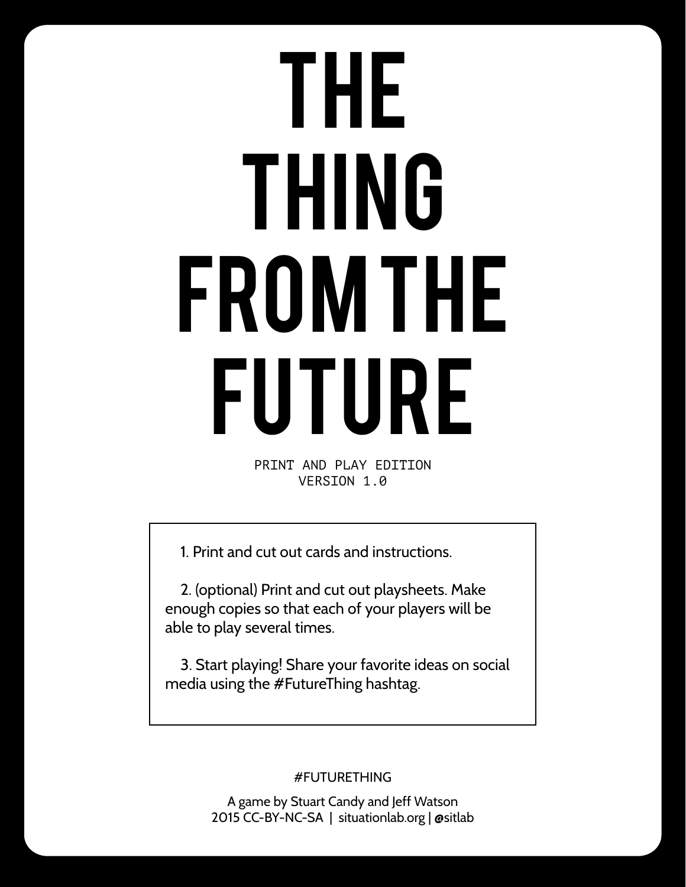# THE THING FROM THE FUTURE

PRINT AND PLAY EDITION
VERSION 1.0

1. Print and cut out cards and instructions.

2. (optional) Print and cut out playsheets. Make enough copies so that each of your players will be able to play several times.

3. Start playing! Share your favorite ideas on social media using the #FutureThing hashtag.

#FUTURETHING

A game by Stuart Candy and Jeff Watson
2015 CC-BY-NC-SA | situationlab.org | @sitlab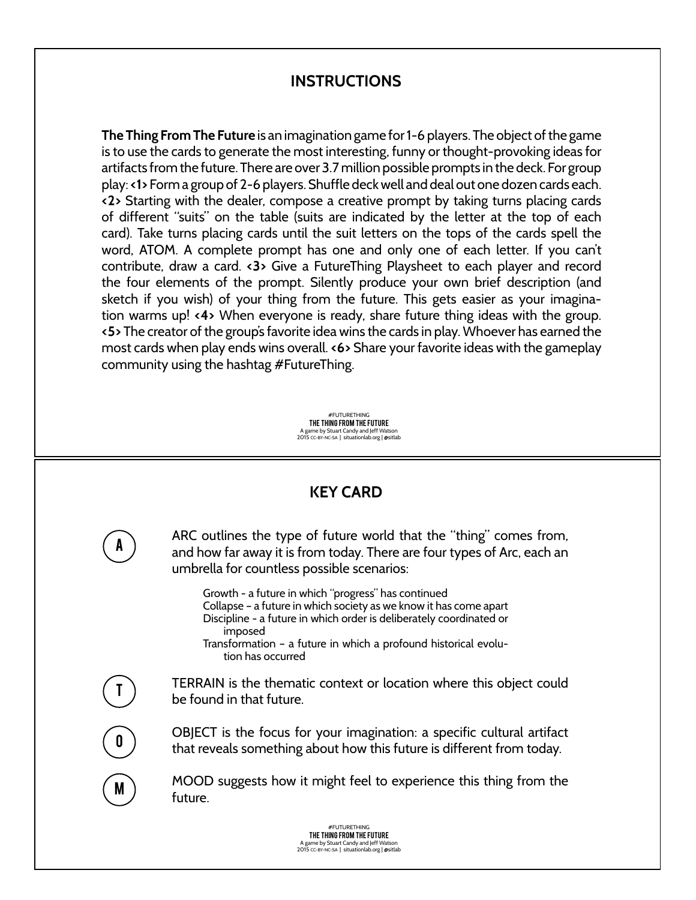## INSTRUCTIONS

**The Thing From The Future** is an imagination game for 1-6 players. The object of the game is to use the cards to generate the most interesting, funny or thought-provoking ideas for artifacts from the future. There are over 3.7 million possible prompts in the deck. For group play: **<1>** Form a group of 2-6 players. Shuffle deck well and deal out one dozen cards each. **<2>** Starting with the dealer, compose a creative prompt by taking turns placing cards of different "suits" on the table (suits are indicated by the letter at the top of each card). Take turns placing cards until the suit letters on the tops of the cards spell the word, ATOM. A complete prompt has one and only one of each letter. If you can't contribute, draw a card. **<3>** Give a FutureThing Playsheet to each player and record the four elements of the prompt. Silently produce your own brief description (and sketch if you wish) of your thing from the future. This gets easier as your imagination warms up! **<4>** When everyone is ready, share future thing ideas with the group. **<5>** The creator of the group's favorite idea wins the cards in play. Whoever has earned the most cards when play ends wins overall. **<6>** Share your favorite ideas with the gameplay community using the hashtag #FutureThing.

#FUTURETHING
**THE THING FROM THE FUTURE**
A game by Stuart Candy and Jeff Watson
2015 CC-BY-NC-SA | situationlab.org | @sitlab

## KEY CARD

**A** — ARC outlines the type of future world that the "thing" comes from, and how far away it is from today. There are four types of Arc, each an umbrella for countless possible scenarios:

- Growth - a future in which "progress" has continued
- Collapse – a future in which society as we know it has come apart
- Discipline - a future in which order is deliberately coordinated or imposed
- Transformation – a future in which a profound historical evolution has occurred

**T** — TERRAIN is the thematic context or location where this object could be found in that future.

**O** — OBJECT is the focus for your imagination: a specific cultural artifact that reveals something about how this future is different from today.

**M** — MOOD suggests how it might feel to experience this thing from the future.

#FUTURETHING
**THE THING FROM THE FUTURE**
A game by Stuart Candy and Jeff Watson
2015 CC-BY-NC-SA | situationlab.org | @sitlab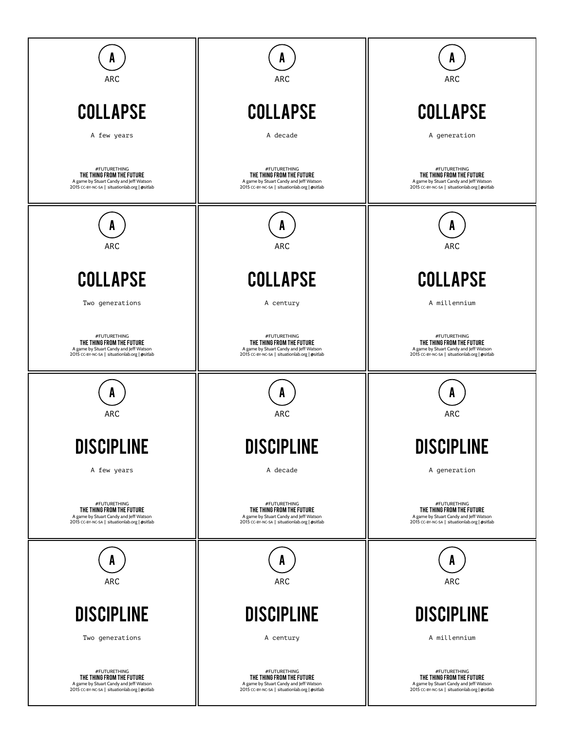A

ARC

## COLLAPSE

A few years

#FUTURETHING
**THE THING FROM THE FUTURE**
A game by Stuart Candy and Jeff Watson
2015 CC-BY-NC-SA | situationlab.org | @sitlab

---

A

ARC

## COLLAPSE

A decade

#FUTURETHING
**THE THING FROM THE FUTURE**
A game by Stuart Candy and Jeff Watson
2015 CC-BY-NC-SA | situationlab.org | @sitlab

---

A

ARC

## COLLAPSE

A generation

#FUTURETHING
**THE THING FROM THE FUTURE**
A game by Stuart Candy and Jeff Watson
2015 CC-BY-NC-SA | situationlab.org | @sitlab

---

A

ARC

## COLLAPSE

Two generations

#FUTURETHING
**THE THING FROM THE FUTURE**
A game by Stuart Candy and Jeff Watson
2015 CC-BY-NC-SA | situationlab.org | @sitlab

---

A

ARC

## COLLAPSE

A century

#FUTURETHING
**THE THING FROM THE FUTURE**
A game by Stuart Candy and Jeff Watson
2015 CC-BY-NC-SA | situationlab.org | @sitlab

---

A

ARC

## COLLAPSE

A millennium

#FUTURETHING
**THE THING FROM THE FUTURE**
A game by Stuart Candy and Jeff Watson
2015 CC-BY-NC-SA | situationlab.org | @sitlab

---

A

ARC

## DISCIPLINE

A few years

#FUTURETHING
**THE THING FROM THE FUTURE**
A game by Stuart Candy and Jeff Watson
2015 CC-BY-NC-SA | situationlab.org | @sitlab

---

A

ARC

## DISCIPLINE

A decade

#FUTURETHING
**THE THING FROM THE FUTURE**
A game by Stuart Candy and Jeff Watson
2015 CC-BY-NC-SA | situationlab.org | @sitlab

---

A

ARC

## DISCIPLINE

A generation

#FUTURETHING
**THE THING FROM THE FUTURE**
A game by Stuart Candy and Jeff Watson
2015 CC-BY-NC-SA | situationlab.org | @sitlab

---

A

ARC

## DISCIPLINE

Two generations

#FUTURETHING
**THE THING FROM THE FUTURE**
A game by Stuart Candy and Jeff Watson
2015 CC-BY-NC-SA | situationlab.org | @sitlab

---

A

ARC

## DISCIPLINE

A century

#FUTURETHING
**THE THING FROM THE FUTURE**
A game by Stuart Candy and Jeff Watson
2015 CC-BY-NC-SA | situationlab.org | @sitlab

---

A

ARC

## DISCIPLINE

A millennium

#FUTURETHING
**THE THING FROM THE FUTURE**
A game by Stuart Candy and Jeff Watson
2015 CC-BY-NC-SA | situationlab.org | @sitlab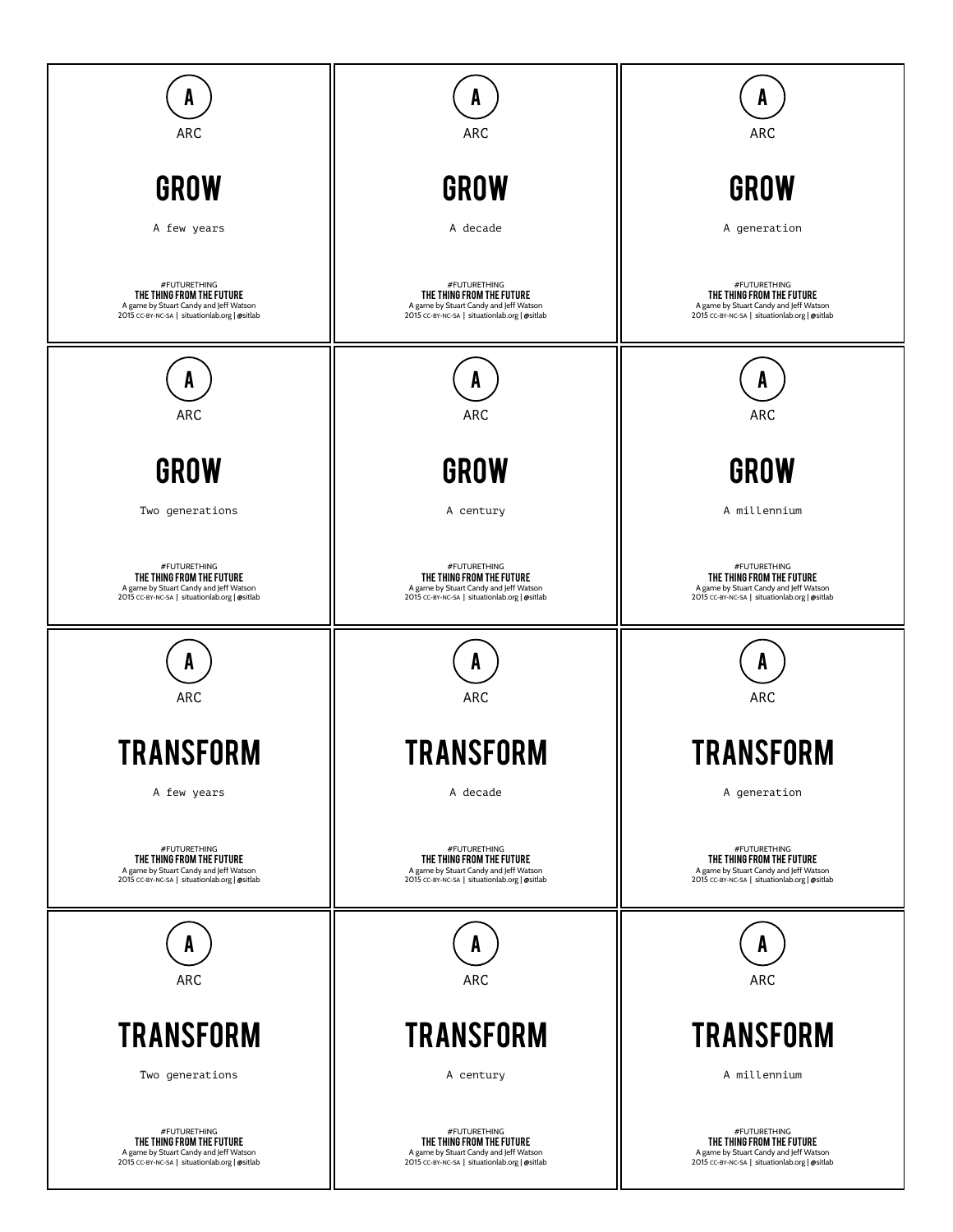A

ARC

## GROW

A few years

#FUTURETHING
**THE THING FROM THE FUTURE**
A game by Stuart Candy and Jeff Watson
2015 CC-BY-NC-SA | situationlab.org | @sitlab

---

A

ARC

## GROW

A decade

#FUTURETHING
**THE THING FROM THE FUTURE**
A game by Stuart Candy and Jeff Watson
2015 CC-BY-NC-SA | situationlab.org | @sitlab

---

A

ARC

## GROW

A generation

#FUTURETHING
**THE THING FROM THE FUTURE**
A game by Stuart Candy and Jeff Watson
2015 CC-BY-NC-SA | situationlab.org | @sitlab

---

A

ARC

## GROW

Two generations

#FUTURETHING
**THE THING FROM THE FUTURE**
A game by Stuart Candy and Jeff Watson
2015 CC-BY-NC-SA | situationlab.org | @sitlab

---

A

ARC

## GROW

A century

#FUTURETHING
**THE THING FROM THE FUTURE**
A game by Stuart Candy and Jeff Watson
2015 CC-BY-NC-SA | situationlab.org | @sitlab

---

A

ARC

## GROW

A millennium

#FUTURETHING
**THE THING FROM THE FUTURE**
A game by Stuart Candy and Jeff Watson
2015 CC-BY-NC-SA | situationlab.org | @sitlab

---

A

ARC

## TRANSFORM

A few years

#FUTURETHING
**THE THING FROM THE FUTURE**
A game by Stuart Candy and Jeff Watson
2015 CC-BY-NC-SA | situationlab.org | @sitlab

---

A

ARC

## TRANSFORM

A decade

#FUTURETHING
**THE THING FROM THE FUTURE**
A game by Stuart Candy and Jeff Watson
2015 CC-BY-NC-SA | situationlab.org | @sitlab

---

A

ARC

## TRANSFORM

A generation

#FUTURETHING
**THE THING FROM THE FUTURE**
A game by Stuart Candy and Jeff Watson
2015 CC-BY-NC-SA | situationlab.org | @sitlab

---

A

ARC

## TRANSFORM

Two generations

#FUTURETHING
**THE THING FROM THE FUTURE**
A game by Stuart Candy and Jeff Watson
2015 CC-BY-NC-SA | situationlab.org | @sitlab

---

A

ARC

## TRANSFORM

A century

#FUTURETHING
**THE THING FROM THE FUTURE**
A game by Stuart Candy and Jeff Watson
2015 CC-BY-NC-SA | situationlab.org | @sitlab

---

A

ARC

## TRANSFORM

A millennium

#FUTURETHING
**THE THING FROM THE FUTURE**
A game by Stuart Candy and Jeff Watson
2015 CC-BY-NC-SA | situationlab.org | @sitlab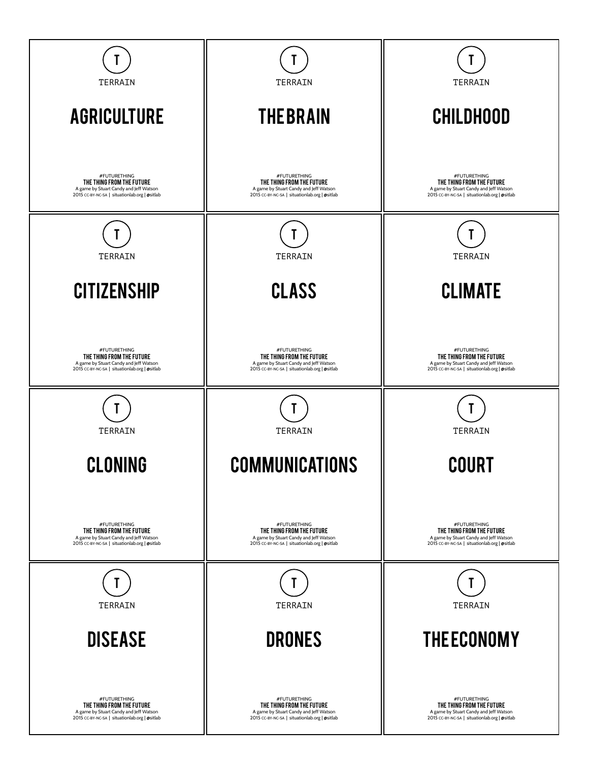T

TERRAIN

## AGRICULTURE

#FUTURETHING
**THE THING FROM THE FUTURE**
A game by Stuart Candy and Jeff Watson
2015 CC-BY-NC-SA | situationlab.org | @sitlab

T

TERRAIN

## THE BRAIN

#FUTURETHING
**THE THING FROM THE FUTURE**
A game by Stuart Candy and Jeff Watson
2015 CC-BY-NC-SA | situationlab.org | @sitlab

T

TERRAIN

## CHILDHOOD

#FUTURETHING
**THE THING FROM THE FUTURE**
A game by Stuart Candy and Jeff Watson
2015 CC-BY-NC-SA | situationlab.org | @sitlab

T

TERRAIN

## CITIZENSHIP

#FUTURETHING
**THE THING FROM THE FUTURE**
A game by Stuart Candy and Jeff Watson
2015 CC-BY-NC-SA | situationlab.org | @sitlab

T

TERRAIN

## CLASS

#FUTURETHING
**THE THING FROM THE FUTURE**
A game by Stuart Candy and Jeff Watson
2015 CC-BY-NC-SA | situationlab.org | @sitlab

T

TERRAIN

## CLIMATE

#FUTURETHING
**THE THING FROM THE FUTURE**
A game by Stuart Candy and Jeff Watson
2015 CC-BY-NC-SA | situationlab.org | @sitlab

T

TERRAIN

## CLONING

#FUTURETHING
**THE THING FROM THE FUTURE**
A game by Stuart Candy and Jeff Watson
2015 CC-BY-NC-SA | situationlab.org | @sitlab

T

TERRAIN

## COMMUNICATIONS

#FUTURETHING
**THE THING FROM THE FUTURE**
A game by Stuart Candy and Jeff Watson
2015 CC-BY-NC-SA | situationlab.org | @sitlab

T

TERRAIN

## COURT

#FUTURETHING
**THE THING FROM THE FUTURE**
A game by Stuart Candy and Jeff Watson
2015 CC-BY-NC-SA | situationlab.org | @sitlab

T

TERRAIN

## DISEASE

#FUTURETHING
**THE THING FROM THE FUTURE**
A game by Stuart Candy and Jeff Watson
2015 CC-BY-NC-SA | situationlab.org | @sitlab

T

TERRAIN

## DRONES

#FUTURETHING
**THE THING FROM THE FUTURE**
A game by Stuart Candy and Jeff Watson
2015 CC-BY-NC-SA | situationlab.org | @sitlab

T

TERRAIN

## THE ECONOMY

#FUTURETHING
**THE THING FROM THE FUTURE**
A game by Stuart Candy and Jeff Watson
2015 CC-BY-NC-SA | situationlab.org | @sitlab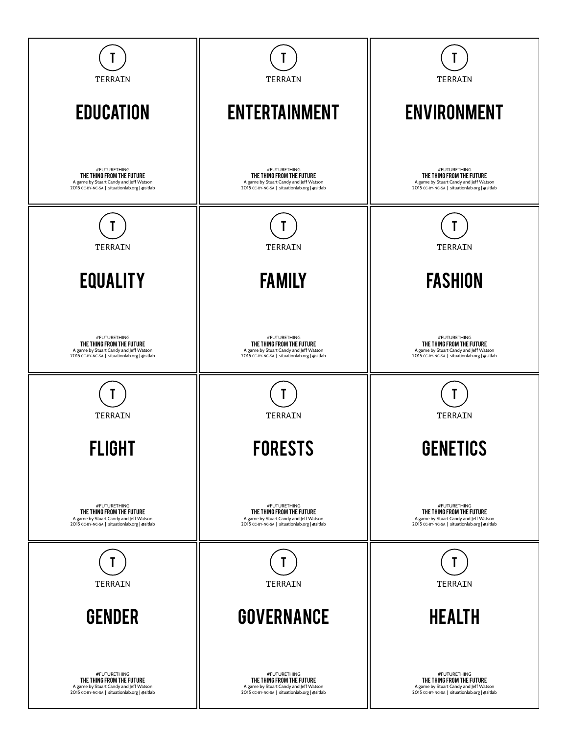T

TERRAIN

## EDUCATION

#FUTURETHING
**THE THING FROM THE FUTURE**
A game by Stuart Candy and Jeff Watson
2015 CC-BY-NC-SA | situationlab.org | @sitlab

---

T

TERRAIN

## ENTERTAINMENT

#FUTURETHING
**THE THING FROM THE FUTURE**
A game by Stuart Candy and Jeff Watson
2015 CC-BY-NC-SA | situationlab.org | @sitlab

---

T

TERRAIN

## ENVIRONMENT

#FUTURETHING
**THE THING FROM THE FUTURE**
A game by Stuart Candy and Jeff Watson
2015 CC-BY-NC-SA | situationlab.org | @sitlab

---

T

TERRAIN

## EQUALITY

#FUTURETHING
**THE THING FROM THE FUTURE**
A game by Stuart Candy and Jeff Watson
2015 CC-BY-NC-SA | situationlab.org | @sitlab

---

T

TERRAIN

## FAMILY

#FUTURETHING
**THE THING FROM THE FUTURE**
A game by Stuart Candy and Jeff Watson
2015 CC-BY-NC-SA | situationlab.org | @sitlab

---

T

TERRAIN

## FASHION

#FUTURETHING
**THE THING FROM THE FUTURE**
A game by Stuart Candy and Jeff Watson
2015 CC-BY-NC-SA | situationlab.org | @sitlab

---

T

TERRAIN

## FLIGHT

#FUTURETHING
**THE THING FROM THE FUTURE**
A game by Stuart Candy and Jeff Watson
2015 CC-BY-NC-SA | situationlab.org | @sitlab

---

T

TERRAIN

## FORESTS

#FUTURETHING
**THE THING FROM THE FUTURE**
A game by Stuart Candy and Jeff Watson
2015 CC-BY-NC-SA | situationlab.org | @sitlab

---

T

TERRAIN

## GENETICS

#FUTURETHING
**THE THING FROM THE FUTURE**
A game by Stuart Candy and Jeff Watson
2015 CC-BY-NC-SA | situationlab.org | @sitlab

---

T

TERRAIN

## GENDER

#FUTURETHING
**THE THING FROM THE FUTURE**
A game by Stuart Candy and Jeff Watson
2015 CC-BY-NC-SA | situationlab.org | @sitlab

---

T

TERRAIN

## GOVERNANCE

#FUTURETHING
**THE THING FROM THE FUTURE**
A game by Stuart Candy and Jeff Watson
2015 CC-BY-NC-SA | situationlab.org | @sitlab

---

T

TERRAIN

## HEALTH

#FUTURETHING
**THE THING FROM THE FUTURE**
A game by Stuart Candy and Jeff Watson
2015 CC-BY-NC-SA | situationlab.org | @sitlab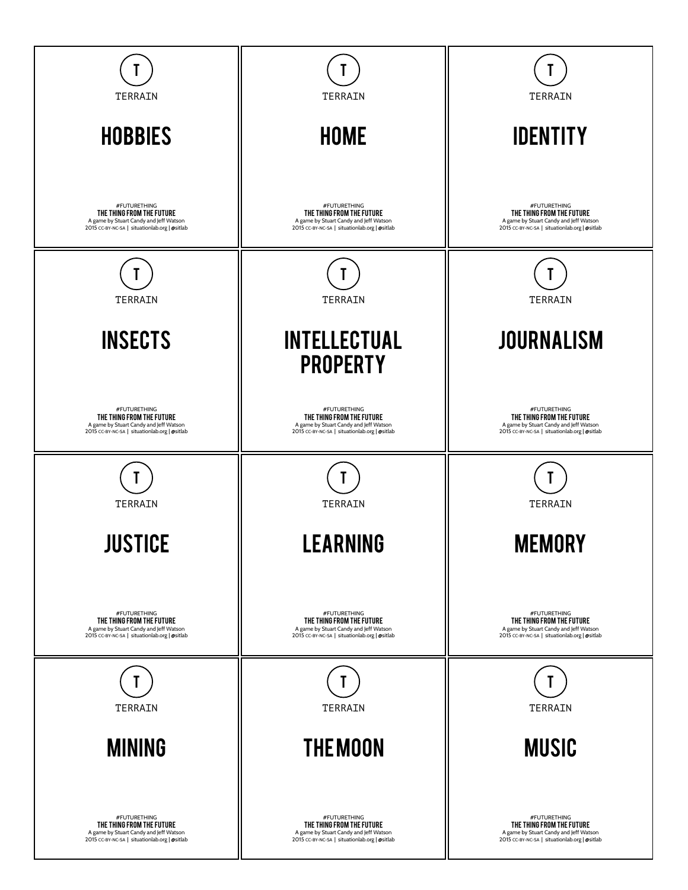T

TERRAIN

## HOBBIES

#FUTURETHING
**THE THING FROM THE FUTURE**
A game by Stuart Candy and Jeff Watson
2015 CC-BY-NC-SA | situationlab.org | @sitlab

---

T

TERRAIN

## HOME

#FUTURETHING
**THE THING FROM THE FUTURE**
A game by Stuart Candy and Jeff Watson
2015 CC-BY-NC-SA | situationlab.org | @sitlab

---

T

TERRAIN

## IDENTITY

#FUTURETHING
**THE THING FROM THE FUTURE**
A game by Stuart Candy and Jeff Watson
2015 CC-BY-NC-SA | situationlab.org | @sitlab

---

T

TERRAIN

## INSECTS

#FUTURETHING
**THE THING FROM THE FUTURE**
A game by Stuart Candy and Jeff Watson
2015 CC-BY-NC-SA | situationlab.org | @sitlab

---

T

TERRAIN

## INTELLECTUAL PROPERTY

#FUTURETHING
**THE THING FROM THE FUTURE**
A game by Stuart Candy and Jeff Watson
2015 CC-BY-NC-SA | situationlab.org | @sitlab

---

T

TERRAIN

## JOURNALISM

#FUTURETHING
**THE THING FROM THE FUTURE**
A game by Stuart Candy and Jeff Watson
2015 CC-BY-NC-SA | situationlab.org | @sitlab

---

T

TERRAIN

## JUSTICE

#FUTURETHING
**THE THING FROM THE FUTURE**
A game by Stuart Candy and Jeff Watson
2015 CC-BY-NC-SA | situationlab.org | @sitlab

---

T

TERRAIN

## LEARNING

#FUTURETHING
**THE THING FROM THE FUTURE**
A game by Stuart Candy and Jeff Watson
2015 CC-BY-NC-SA | situationlab.org | @sitlab

---

T

TERRAIN

## MEMORY

#FUTURETHING
**THE THING FROM THE FUTURE**
A game by Stuart Candy and Jeff Watson
2015 CC-BY-NC-SA | situationlab.org | @sitlab

---

T

TERRAIN

## MINING

#FUTURETHING
**THE THING FROM THE FUTURE**
A game by Stuart Candy and Jeff Watson
2015 CC-BY-NC-SA | situationlab.org | @sitlab

---

T

TERRAIN

## THE MOON

#FUTURETHING
**THE THING FROM THE FUTURE**
A game by Stuart Candy and Jeff Watson
2015 CC-BY-NC-SA | situationlab.org | @sitlab

---

T

TERRAIN

## MUSIC

#FUTURETHING
**THE THING FROM THE FUTURE**
A game by Stuart Candy and Jeff Watson
2015 CC-BY-NC-SA | situationlab.org | @sitlab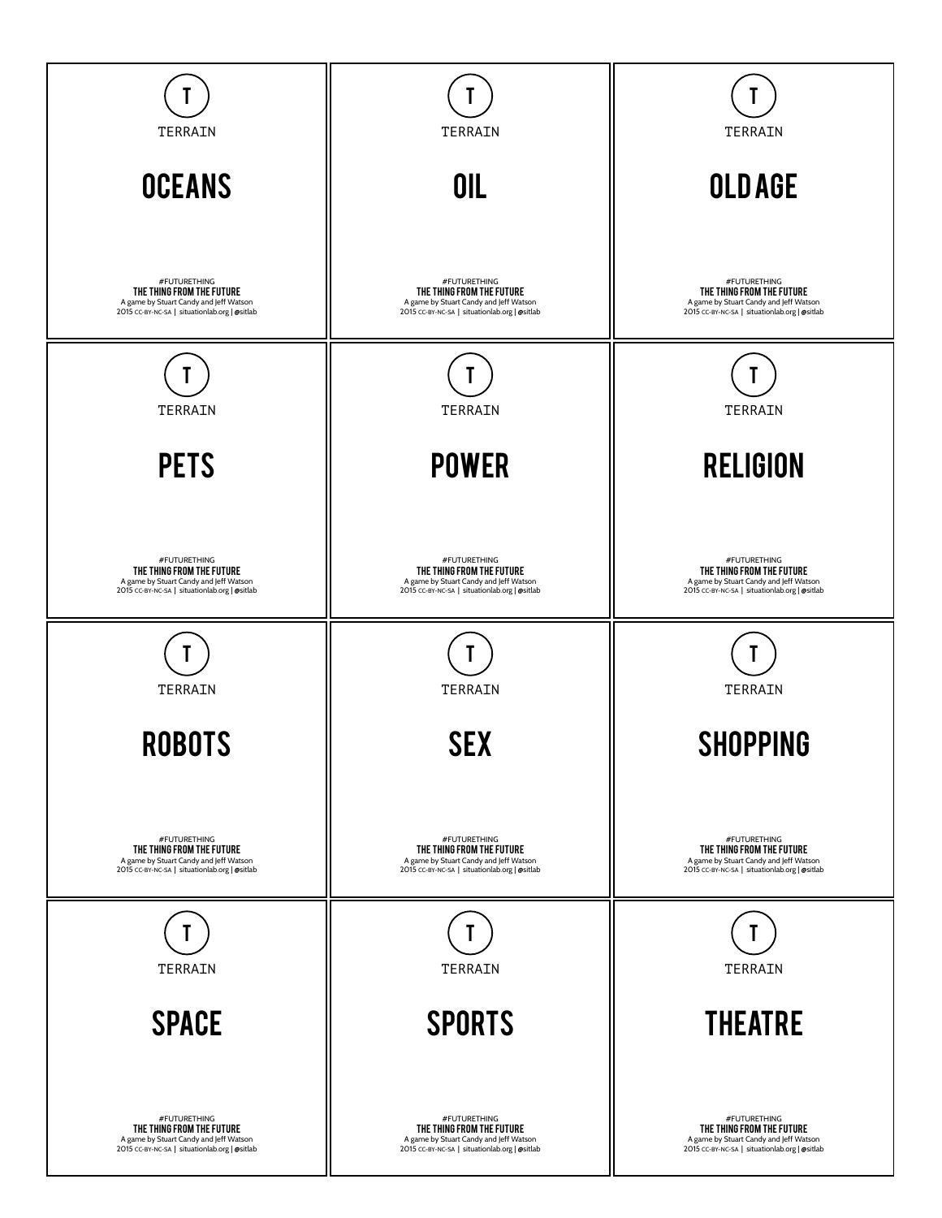T

TERRAIN

## OCEANS

#FUTURETHING
**THE THING FROM THE FUTURE**
A game by Stuart Candy and Jeff Watson
2015 CC-BY-NC-SA | situationlab.org | @sitlab

T

TERRAIN

## OIL

#FUTURETHING
**THE THING FROM THE FUTURE**
A game by Stuart Candy and Jeff Watson
2015 CC-BY-NC-SA | situationlab.org | @sitlab

T

TERRAIN

## OLD AGE

#FUTURETHING
**THE THING FROM THE FUTURE**
A game by Stuart Candy and Jeff Watson
2015 CC-BY-NC-SA | situationlab.org | @sitlab

T

TERRAIN

## PETS

#FUTURETHING
**THE THING FROM THE FUTURE**
A game by Stuart Candy and Jeff Watson
2015 CC-BY-NC-SA | situationlab.org | @sitlab

T

TERRAIN

## POWER

#FUTURETHING
**THE THING FROM THE FUTURE**
A game by Stuart Candy and Jeff Watson
2015 CC-BY-NC-SA | situationlab.org | @sitlab

T

TERRAIN

## RELIGION

#FUTURETHING
**THE THING FROM THE FUTURE**
A game by Stuart Candy and Jeff Watson
2015 CC-BY-NC-SA | situationlab.org | @sitlab

T

TERRAIN

## ROBOTS

#FUTURETHING
**THE THING FROM THE FUTURE**
A game by Stuart Candy and Jeff Watson
2015 CC-BY-NC-SA | situationlab.org | @sitlab

T

TERRAIN

## SEX

#FUTURETHING
**THE THING FROM THE FUTURE**
A game by Stuart Candy and Jeff Watson
2015 CC-BY-NC-SA | situationlab.org | @sitlab

T

TERRAIN

## SHOPPING

#FUTURETHING
**THE THING FROM THE FUTURE**
A game by Stuart Candy and Jeff Watson
2015 CC-BY-NC-SA | situationlab.org | @sitlab

T

TERRAIN

## SPACE

#FUTURETHING
**THE THING FROM THE FUTURE**
A game by Stuart Candy and Jeff Watson
2015 CC-BY-NC-SA | situationlab.org | @sitlab

T

TERRAIN

## SPORTS

#FUTURETHING
**THE THING FROM THE FUTURE**
A game by Stuart Candy and Jeff Watson
2015 CC-BY-NC-SA | situationlab.org | @sitlab

T

TERRAIN

## THEATRE

#FUTURETHING
**THE THING FROM THE FUTURE**
A game by Stuart Candy and Jeff Watson
2015 CC-BY-NC-SA | situationlab.org | @sitlab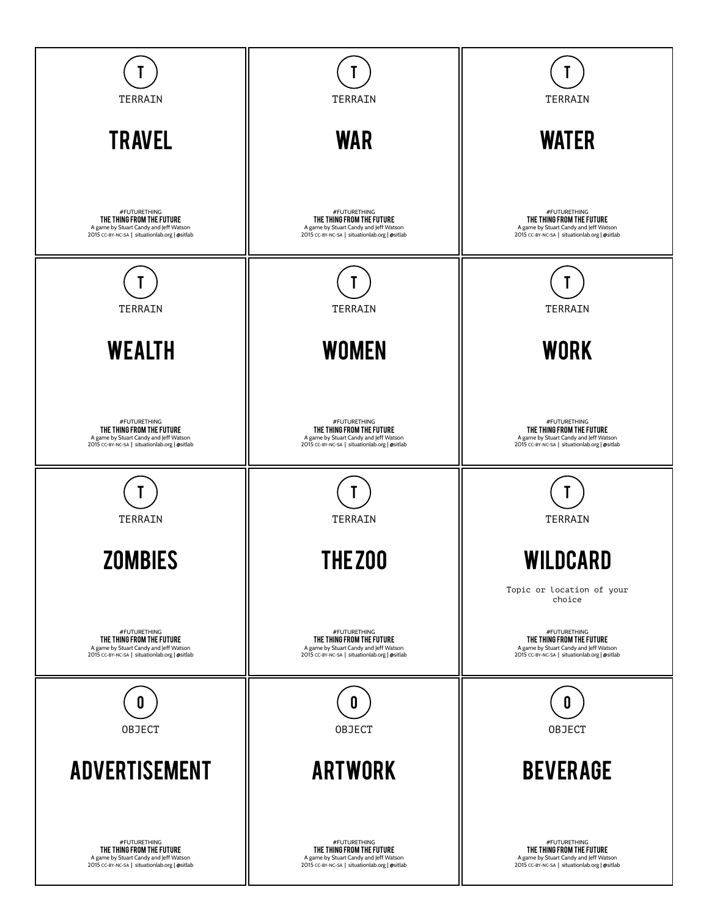T

TERRAIN

## TRAVEL

#FUTURETHING
**THE THING FROM THE FUTURE**
A game by Stuart Candy and Jeff Watson
2015 CC-BY-NC-SA | situationlab.org | @sitlab

---

T

TERRAIN

## WAR

#FUTURETHING
**THE THING FROM THE FUTURE**
A game by Stuart Candy and Jeff Watson
2015 CC-BY-NC-SA | situationlab.org | @sitlab

---

T

TERRAIN

## WATER

#FUTURETHING
**THE THING FROM THE FUTURE**
A game by Stuart Candy and Jeff Watson
2015 CC-BY-NC-SA | situationlab.org | @sitlab

---

T

TERRAIN

## WEALTH

#FUTURETHING
**THE THING FROM THE FUTURE**
A game by Stuart Candy and Jeff Watson
2015 CC-BY-NC-SA | situationlab.org | @sitlab

---

T

TERRAIN

## WOMEN

#FUTURETHING
**THE THING FROM THE FUTURE**
A game by Stuart Candy and Jeff Watson
2015 CC-BY-NC-SA | situationlab.org | @sitlab

---

T

TERRAIN

## WORK

#FUTURETHING
**THE THING FROM THE FUTURE**
A game by Stuart Candy and Jeff Watson
2015 CC-BY-NC-SA | situationlab.org | @sitlab

---

T

TERRAIN

## ZOMBIES

#FUTURETHING
**THE THING FROM THE FUTURE**
A game by Stuart Candy and Jeff Watson
2015 CC-BY-NC-SA | situationlab.org | @sitlab

---

T

TERRAIN

## THE ZOO

#FUTURETHING
**THE THING FROM THE FUTURE**
A game by Stuart Candy and Jeff Watson
2015 CC-BY-NC-SA | situationlab.org | @sitlab

---

T

TERRAIN

## WILDCARD

Topic or location of your choice

#FUTURETHING
**THE THING FROM THE FUTURE**
A game by Stuart Candy and Jeff Watson
2015 CC-BY-NC-SA | situationlab.org | @sitlab

---

O

OBJECT

## ADVERTISEMENT

#FUTURETHING
**THE THING FROM THE FUTURE**
A game by Stuart Candy and Jeff Watson
2015 CC-BY-NC-SA | situationlab.org | @sitlab

---

O

OBJECT

## ARTWORK

#FUTURETHING
**THE THING FROM THE FUTURE**
A game by Stuart Candy and Jeff Watson
2015 CC-BY-NC-SA | situationlab.org | @sitlab

---

O

OBJECT

## BEVERAGE

#FUTURETHING
**THE THING FROM THE FUTURE**
A game by Stuart Candy and Jeff Watson
2015 CC-BY-NC-SA | situationlab.org | @sitlab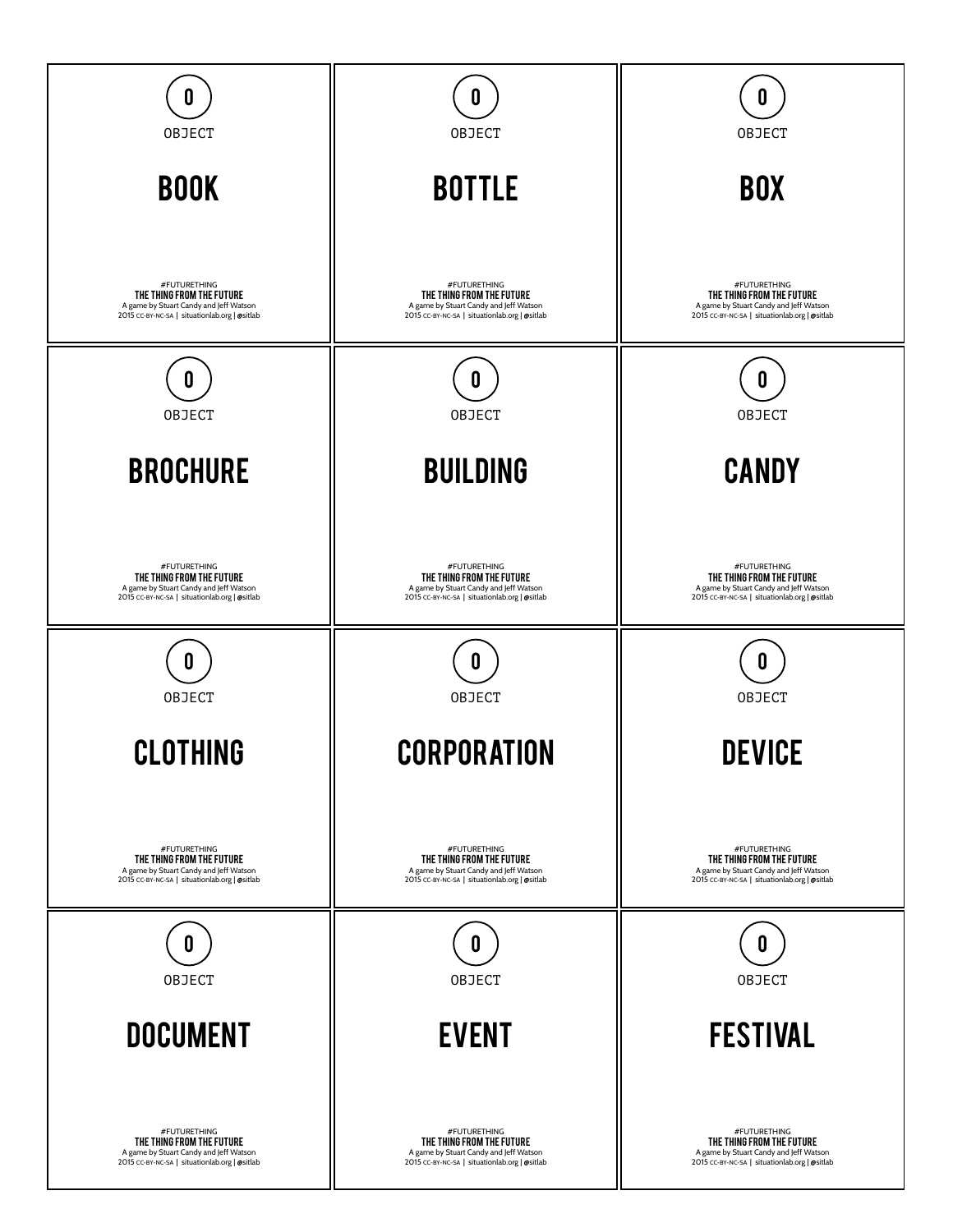0

OBJECT

## BOOK

#FUTURETHING
**THE THING FROM THE FUTURE**
A game by Stuart Candy and Jeff Watson
2015 CC-BY-NC-SA | situationlab.org | @sitlab

0

OBJECT

## BOTTLE

#FUTURETHING
**THE THING FROM THE FUTURE**
A game by Stuart Candy and Jeff Watson
2015 CC-BY-NC-SA | situationlab.org | @sitlab

0

OBJECT

## BOX

#FUTURETHING
**THE THING FROM THE FUTURE**
A game by Stuart Candy and Jeff Watson
2015 CC-BY-NC-SA | situationlab.org | @sitlab

0

OBJECT

## BROCHURE

#FUTURETHING
**THE THING FROM THE FUTURE**
A game by Stuart Candy and Jeff Watson
2015 CC-BY-NC-SA | situationlab.org | @sitlab

0

OBJECT

## BUILDING

#FUTURETHING
**THE THING FROM THE FUTURE**
A game by Stuart Candy and Jeff Watson
2015 CC-BY-NC-SA | situationlab.org | @sitlab

0

OBJECT

## CANDY

#FUTURETHING
**THE THING FROM THE FUTURE**
A game by Stuart Candy and Jeff Watson
2015 CC-BY-NC-SA | situationlab.org | @sitlab

0

OBJECT

## CLOTHING

#FUTURETHING
**THE THING FROM THE FUTURE**
A game by Stuart Candy and Jeff Watson
2015 CC-BY-NC-SA | situationlab.org | @sitlab

0

OBJECT

## CORPORATION

#FUTURETHING
**THE THING FROM THE FUTURE**
A game by Stuart Candy and Jeff Watson
2015 CC-BY-NC-SA | situationlab.org | @sitlab

0

OBJECT

## DEVICE

#FUTURETHING
**THE THING FROM THE FUTURE**
A game by Stuart Candy and Jeff Watson
2015 CC-BY-NC-SA | situationlab.org | @sitlab

0

OBJECT

## DOCUMENT

#FUTURETHING
**THE THING FROM THE FUTURE**
A game by Stuart Candy and Jeff Watson
2015 CC-BY-NC-SA | situationlab.org | @sitlab

0

OBJECT

## EVENT

#FUTURETHING
**THE THING FROM THE FUTURE**
A game by Stuart Candy and Jeff Watson
2015 CC-BY-NC-SA | situationlab.org | @sitlab

0

OBJECT

## FESTIVAL

#FUTURETHING
**THE THING FROM THE FUTURE**
A game by Stuart Candy and Jeff Watson
2015 CC-BY-NC-SA | situationlab.org | @sitlab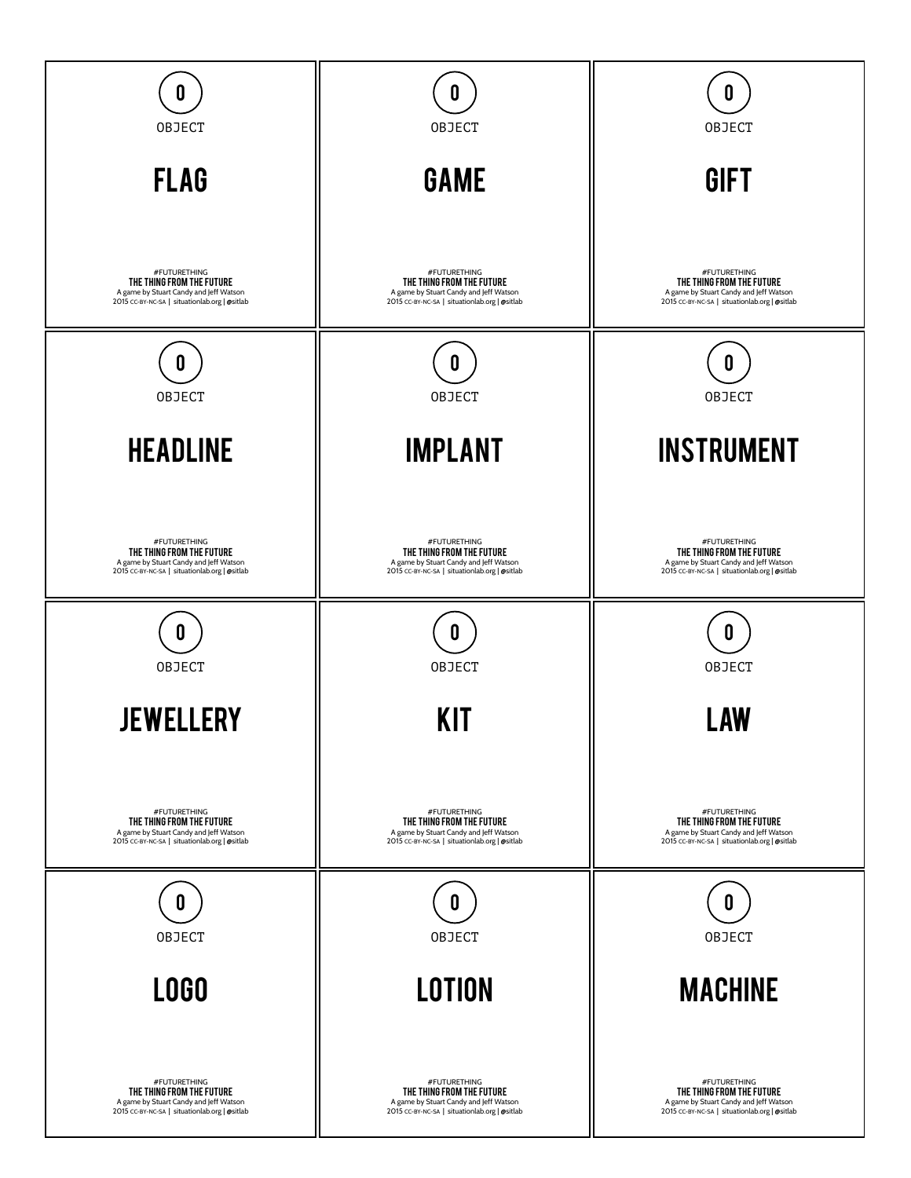O

OBJECT

## FLAG

#FUTURETHING
**THE THING FROM THE FUTURE**
A game by Stuart Candy and Jeff Watson
2015 CC-BY-NC-SA | situationlab.org | @sitlab

O

OBJECT

## GAME

#FUTURETHING
**THE THING FROM THE FUTURE**
A game by Stuart Candy and Jeff Watson
2015 CC-BY-NC-SA | situationlab.org | @sitlab

O

OBJECT

## GIFT

#FUTURETHING
**THE THING FROM THE FUTURE**
A game by Stuart Candy and Jeff Watson
2015 CC-BY-NC-SA | situationlab.org | @sitlab

O

OBJECT

## HEADLINE

#FUTURETHING
**THE THING FROM THE FUTURE**
A game by Stuart Candy and Jeff Watson
2015 CC-BY-NC-SA | situationlab.org | @sitlab

O

OBJECT

## IMPLANT

#FUTURETHING
**THE THING FROM THE FUTURE**
A game by Stuart Candy and Jeff Watson
2015 CC-BY-NC-SA | situationlab.org | @sitlab

O

OBJECT

## INSTRUMENT

#FUTURETHING
**THE THING FROM THE FUTURE**
A game by Stuart Candy and Jeff Watson
2015 CC-BY-NC-SA | situationlab.org | @sitlab

O

OBJECT

## JEWELLERY

#FUTURETHING
**THE THING FROM THE FUTURE**
A game by Stuart Candy and Jeff Watson
2015 CC-BY-NC-SA | situationlab.org | @sitlab

O

OBJECT

## KIT

#FUTURETHING
**THE THING FROM THE FUTURE**
A game by Stuart Candy and Jeff Watson
2015 CC-BY-NC-SA | situationlab.org | @sitlab

O

OBJECT

## LAW

#FUTURETHING
**THE THING FROM THE FUTURE**
A game by Stuart Candy and Jeff Watson
2015 CC-BY-NC-SA | situationlab.org | @sitlab

O

OBJECT

## LOGO

#FUTURETHING
**THE THING FROM THE FUTURE**
A game by Stuart Candy and Jeff Watson
2015 CC-BY-NC-SA | situationlab.org | @sitlab

O

OBJECT

## LOTION

#FUTURETHING
**THE THING FROM THE FUTURE**
A game by Stuart Candy and Jeff Watson
2015 CC-BY-NC-SA | situationlab.org | @sitlab

O

OBJECT

## MACHINE

#FUTURETHING
**THE THING FROM THE FUTURE**
A game by Stuart Candy and Jeff Watson
2015 CC-BY-NC-SA | situationlab.org | @sitlab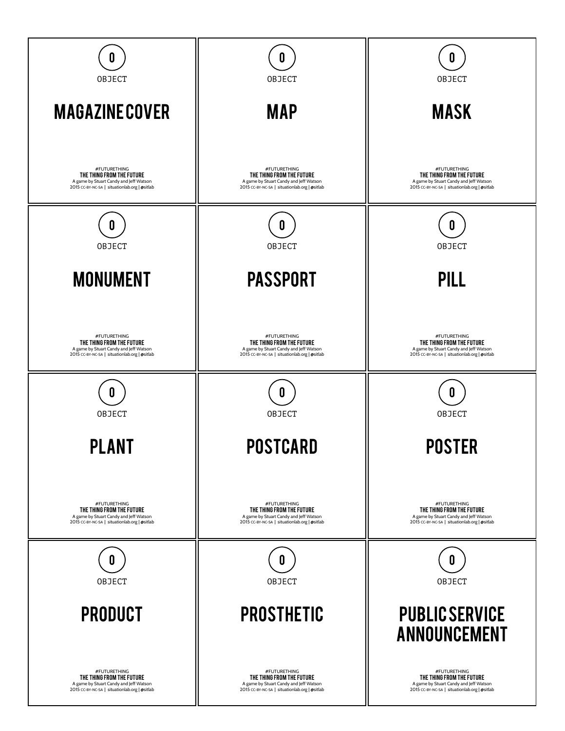0

OBJECT

## MAGAZINE COVER

#FUTURETHING
**THE THING FROM THE FUTURE**
A game by Stuart Candy and Jeff Watson
2015 CC-BY-NC-SA | situationlab.org | @sitlab

---

0

OBJECT

## MAP

#FUTURETHING
**THE THING FROM THE FUTURE**
A game by Stuart Candy and Jeff Watson
2015 CC-BY-NC-SA | situationlab.org | @sitlab

---

0

OBJECT

## MASK

#FUTURETHING
**THE THING FROM THE FUTURE**
A game by Stuart Candy and Jeff Watson
2015 CC-BY-NC-SA | situationlab.org | @sitlab

---

0

OBJECT

## MONUMENT

#FUTURETHING
**THE THING FROM THE FUTURE**
A game by Stuart Candy and Jeff Watson
2015 CC-BY-NC-SA | situationlab.org | @sitlab

---

0

OBJECT

## PASSPORT

#FUTURETHING
**THE THING FROM THE FUTURE**
A game by Stuart Candy and Jeff Watson
2015 CC-BY-NC-SA | situationlab.org | @sitlab

---

0

OBJECT

## PILL

#FUTURETHING
**THE THING FROM THE FUTURE**
A game by Stuart Candy and Jeff Watson
2015 CC-BY-NC-SA | situationlab.org | @sitlab

---

0

OBJECT

## PLANT

#FUTURETHING
**THE THING FROM THE FUTURE**
A game by Stuart Candy and Jeff Watson
2015 CC-BY-NC-SA | situationlab.org | @sitlab

---

0

OBJECT

## POSTCARD

#FUTURETHING
**THE THING FROM THE FUTURE**
A game by Stuart Candy and Jeff Watson
2015 CC-BY-NC-SA | situationlab.org | @sitlab

---

0

OBJECT

## POSTER

#FUTURETHING
**THE THING FROM THE FUTURE**
A game by Stuart Candy and Jeff Watson
2015 CC-BY-NC-SA | situationlab.org | @sitlab

---

0

OBJECT

## PRODUCT

#FUTURETHING
**THE THING FROM THE FUTURE**
A game by Stuart Candy and Jeff Watson
2015 CC-BY-NC-SA | situationlab.org | @sitlab

---

0

OBJECT

## PROSTHETIC

#FUTURETHING
**THE THING FROM THE FUTURE**
A game by Stuart Candy and Jeff Watson
2015 CC-BY-NC-SA | situationlab.org | @sitlab

---

0

OBJECT

## PUBLIC SERVICE ANNOUNCEMENT

#FUTURETHING
**THE THING FROM THE FUTURE**
A game by Stuart Candy and Jeff Watson
2015 CC-BY-NC-SA | situationlab.org | @sitlab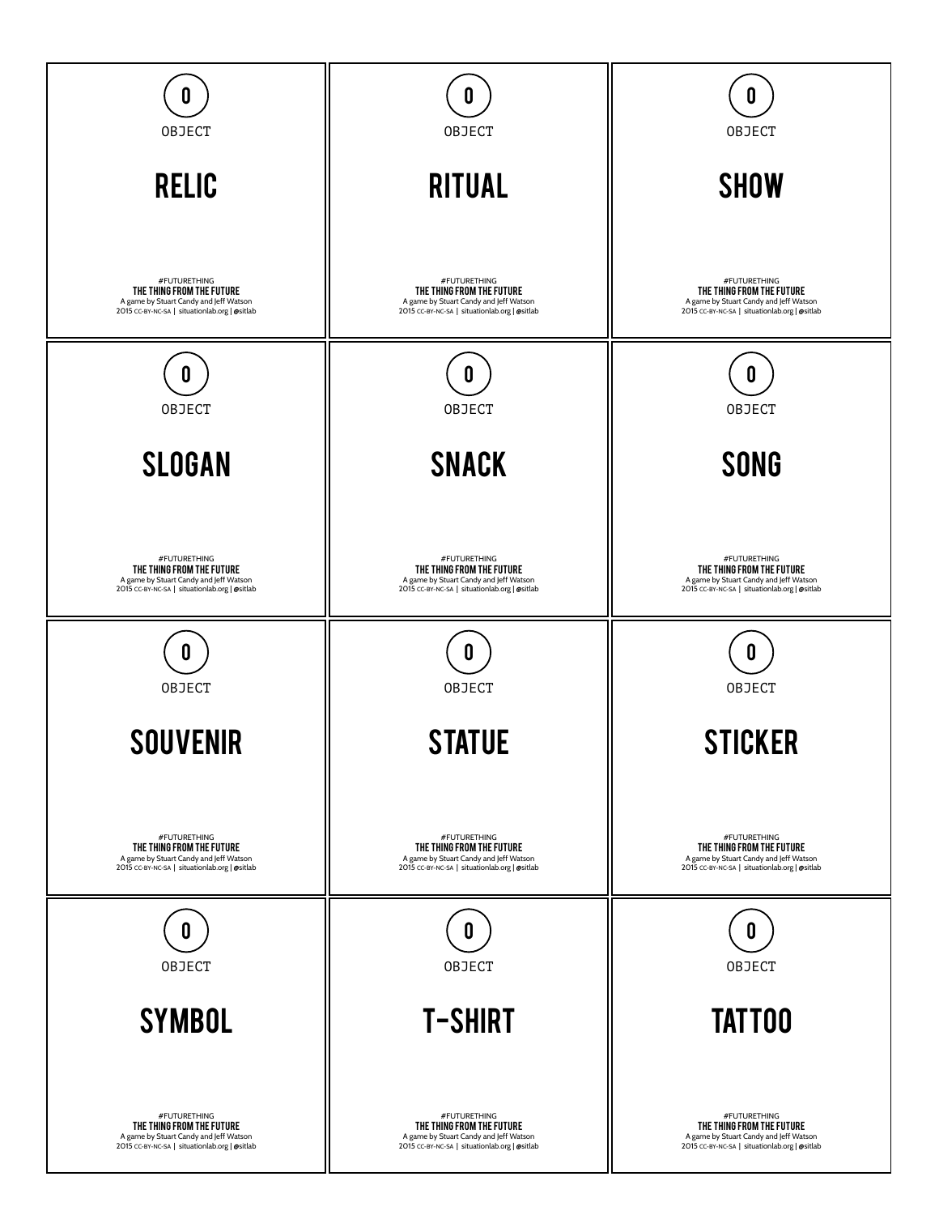0

OBJECT

## RELIC

#FUTURETHING
**THE THING FROM THE FUTURE**
A game by Stuart Candy and Jeff Watson
2015 CC-BY-NC-SA | situationlab.org | @sitlab

---

0

OBJECT

## RITUAL

#FUTURETHING
**THE THING FROM THE FUTURE**
A game by Stuart Candy and Jeff Watson
2015 CC-BY-NC-SA | situationlab.org | @sitlab

---

0

OBJECT

## SHOW

#FUTURETHING
**THE THING FROM THE FUTURE**
A game by Stuart Candy and Jeff Watson
2015 CC-BY-NC-SA | situationlab.org | @sitlab

---

0

OBJECT

## SLOGAN

#FUTURETHING
**THE THING FROM THE FUTURE**
A game by Stuart Candy and Jeff Watson
2015 CC-BY-NC-SA | situationlab.org | @sitlab

---

0

OBJECT

## SNACK

#FUTURETHING
**THE THING FROM THE FUTURE**
A game by Stuart Candy and Jeff Watson
2015 CC-BY-NC-SA | situationlab.org | @sitlab

---

0

OBJECT

## SONG

#FUTURETHING
**THE THING FROM THE FUTURE**
A game by Stuart Candy and Jeff Watson
2015 CC-BY-NC-SA | situationlab.org | @sitlab

---

0

OBJECT

## SOUVENIR

#FUTURETHING
**THE THING FROM THE FUTURE**
A game by Stuart Candy and Jeff Watson
2015 CC-BY-NC-SA | situationlab.org | @sitlab

---

0

OBJECT

## STATUE

#FUTURETHING
**THE THING FROM THE FUTURE**
A game by Stuart Candy and Jeff Watson
2015 CC-BY-NC-SA | situationlab.org | @sitlab

---

0

OBJECT

## STICKER

#FUTURETHING
**THE THING FROM THE FUTURE**
A game by Stuart Candy and Jeff Watson
2015 CC-BY-NC-SA | situationlab.org | @sitlab

---

0

OBJECT

## SYMBOL

#FUTURETHING
**THE THING FROM THE FUTURE**
A game by Stuart Candy and Jeff Watson
2015 CC-BY-NC-SA | situationlab.org | @sitlab

---

0

OBJECT

## T-SHIRT

#FUTURETHING
**THE THING FROM THE FUTURE**
A game by Stuart Candy and Jeff Watson
2015 CC-BY-NC-SA | situationlab.org | @sitlab

---

0

OBJECT

## TATTOO

#FUTURETHING
**THE THING FROM THE FUTURE**
A game by Stuart Candy and Jeff Watson
2015 CC-BY-NC-SA | situationlab.org | @sitlab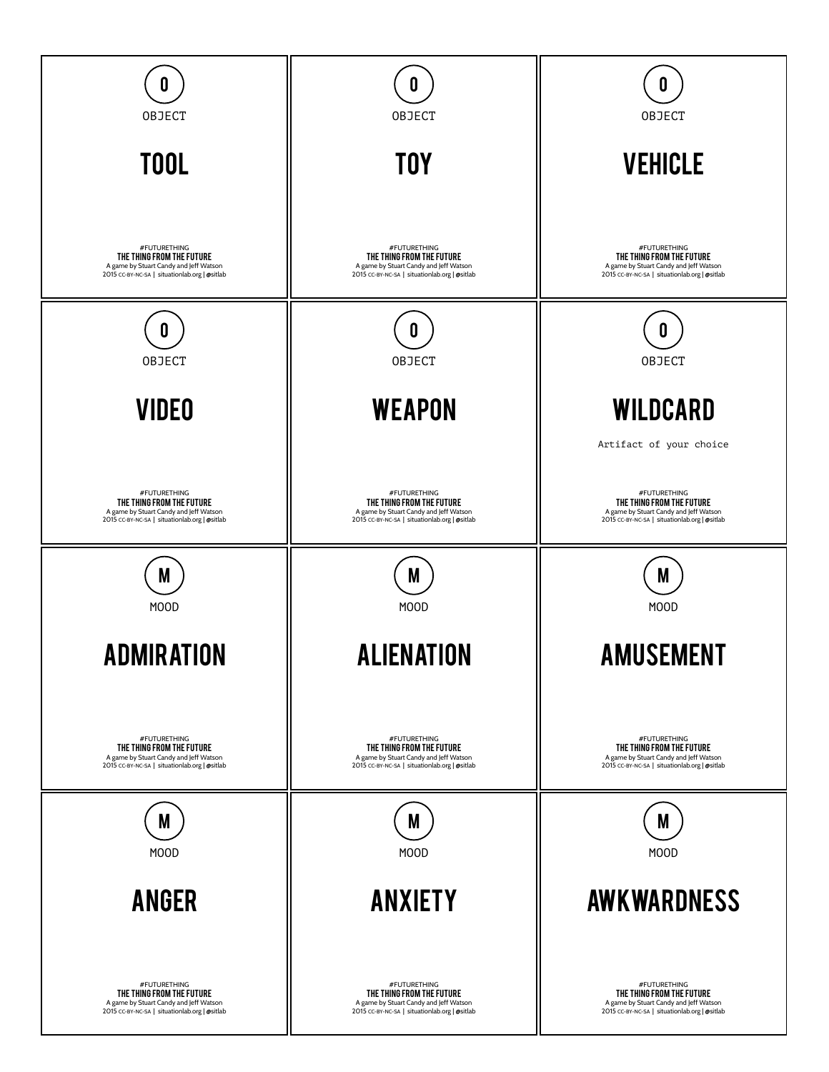O

OBJECT

## TOOL

#FUTURETHING
**THE THING FROM THE FUTURE**
A game by Stuart Candy and Jeff Watson
2015 CC-BY-NC-SA | situationlab.org | @sitlab

---

O

OBJECT

## TOY

#FUTURETHING
**THE THING FROM THE FUTURE**
A game by Stuart Candy and Jeff Watson
2015 CC-BY-NC-SA | situationlab.org | @sitlab

---

O

OBJECT

## VEHICLE

#FUTURETHING
**THE THING FROM THE FUTURE**
A game by Stuart Candy and Jeff Watson
2015 CC-BY-NC-SA | situationlab.org | @sitlab

---

O

OBJECT

## VIDEO

#FUTURETHING
**THE THING FROM THE FUTURE**
A game by Stuart Candy and Jeff Watson
2015 CC-BY-NC-SA | situationlab.org | @sitlab

---

O

OBJECT

## WEAPON

#FUTURETHING
**THE THING FROM THE FUTURE**
A game by Stuart Candy and Jeff Watson
2015 CC-BY-NC-SA | situationlab.org | @sitlab

---

O

OBJECT

## WILDCARD

Artifact of your choice

#FUTURETHING
**THE THING FROM THE FUTURE**
A game by Stuart Candy and Jeff Watson
2015 CC-BY-NC-SA | situationlab.org | @sitlab

---

M

MOOD

## ADMIRATION

#FUTURETHING
**THE THING FROM THE FUTURE**
A game by Stuart Candy and Jeff Watson
2015 CC-BY-NC-SA | situationlab.org | @sitlab

---

M

MOOD

## ALIENATION

#FUTURETHING
**THE THING FROM THE FUTURE**
A game by Stuart Candy and Jeff Watson
2015 CC-BY-NC-SA | situationlab.org | @sitlab

---

M

MOOD

## AMUSEMENT

#FUTURETHING
**THE THING FROM THE FUTURE**
A game by Stuart Candy and Jeff Watson
2015 CC-BY-NC-SA | situationlab.org | @sitlab

---

M

MOOD

## ANGER

#FUTURETHING
**THE THING FROM THE FUTURE**
A game by Stuart Candy and Jeff Watson
2015 CC-BY-NC-SA | situationlab.org | @sitlab

---

M

MOOD

## ANXIETY

#FUTURETHING
**THE THING FROM THE FUTURE**
A game by Stuart Candy and Jeff Watson
2015 CC-BY-NC-SA | situationlab.org | @sitlab

---

M

MOOD

## AWKWARDNESS

#FUTURETHING
**THE THING FROM THE FUTURE**
A game by Stuart Candy and Jeff Watson
2015 CC-BY-NC-SA | situationlab.org | @sitlab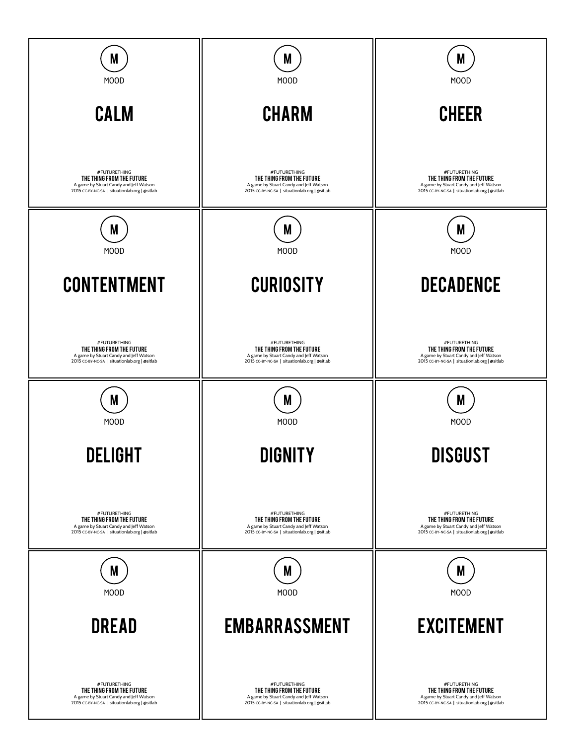M

MOOD

## CALM

#FUTURETHING
**THE THING FROM THE FUTURE**
A game by Stuart Candy and Jeff Watson
2015 CC-BY-NC-SA | situationlab.org | @sitlab

---

M

MOOD

## CHARM

#FUTURETHING
**THE THING FROM THE FUTURE**
A game by Stuart Candy and Jeff Watson
2015 CC-BY-NC-SA | situationlab.org | @sitlab

---

M

MOOD

## CHEER

#FUTURETHING
**THE THING FROM THE FUTURE**
A game by Stuart Candy and Jeff Watson
2015 CC-BY-NC-SA | situationlab.org | @sitlab

---

M

MOOD

## CONTENTMENT

#FUTURETHING
**THE THING FROM THE FUTURE**
A game by Stuart Candy and Jeff Watson
2015 CC-BY-NC-SA | situationlab.org | @sitlab

---

M

MOOD

## CURIOSITY

#FUTURETHING
**THE THING FROM THE FUTURE**
A game by Stuart Candy and Jeff Watson
2015 CC-BY-NC-SA | situationlab.org | @sitlab

---

M

MOOD

## DECADENCE

#FUTURETHING
**THE THING FROM THE FUTURE**
A game by Stuart Candy and Jeff Watson
2015 CC-BY-NC-SA | situationlab.org | @sitlab

---

M

MOOD

## DELIGHT

#FUTURETHING
**THE THING FROM THE FUTURE**
A game by Stuart Candy and Jeff Watson
2015 CC-BY-NC-SA | situationlab.org | @sitlab

---

M

MOOD

## DIGNITY

#FUTURETHING
**THE THING FROM THE FUTURE**
A game by Stuart Candy and Jeff Watson
2015 CC-BY-NC-SA | situationlab.org | @sitlab

---

M

MOOD

## DISGUST

#FUTURETHING
**THE THING FROM THE FUTURE**
A game by Stuart Candy and Jeff Watson
2015 CC-BY-NC-SA | situationlab.org | @sitlab

---

M

MOOD

## DREAD

#FUTURETHING
**THE THING FROM THE FUTURE**
A game by Stuart Candy and Jeff Watson
2015 CC-BY-NC-SA | situationlab.org | @sitlab

---

M

MOOD

## EMBARRASSMENT

#FUTURETHING
**THE THING FROM THE FUTURE**
A game by Stuart Candy and Jeff Watson
2015 CC-BY-NC-SA | situationlab.org | @sitlab

---

M

MOOD

## EXCITEMENT

#FUTURETHING
**THE THING FROM THE FUTURE**
A game by Stuart Candy and Jeff Watson
2015 CC-BY-NC-SA | situationlab.org | @sitlab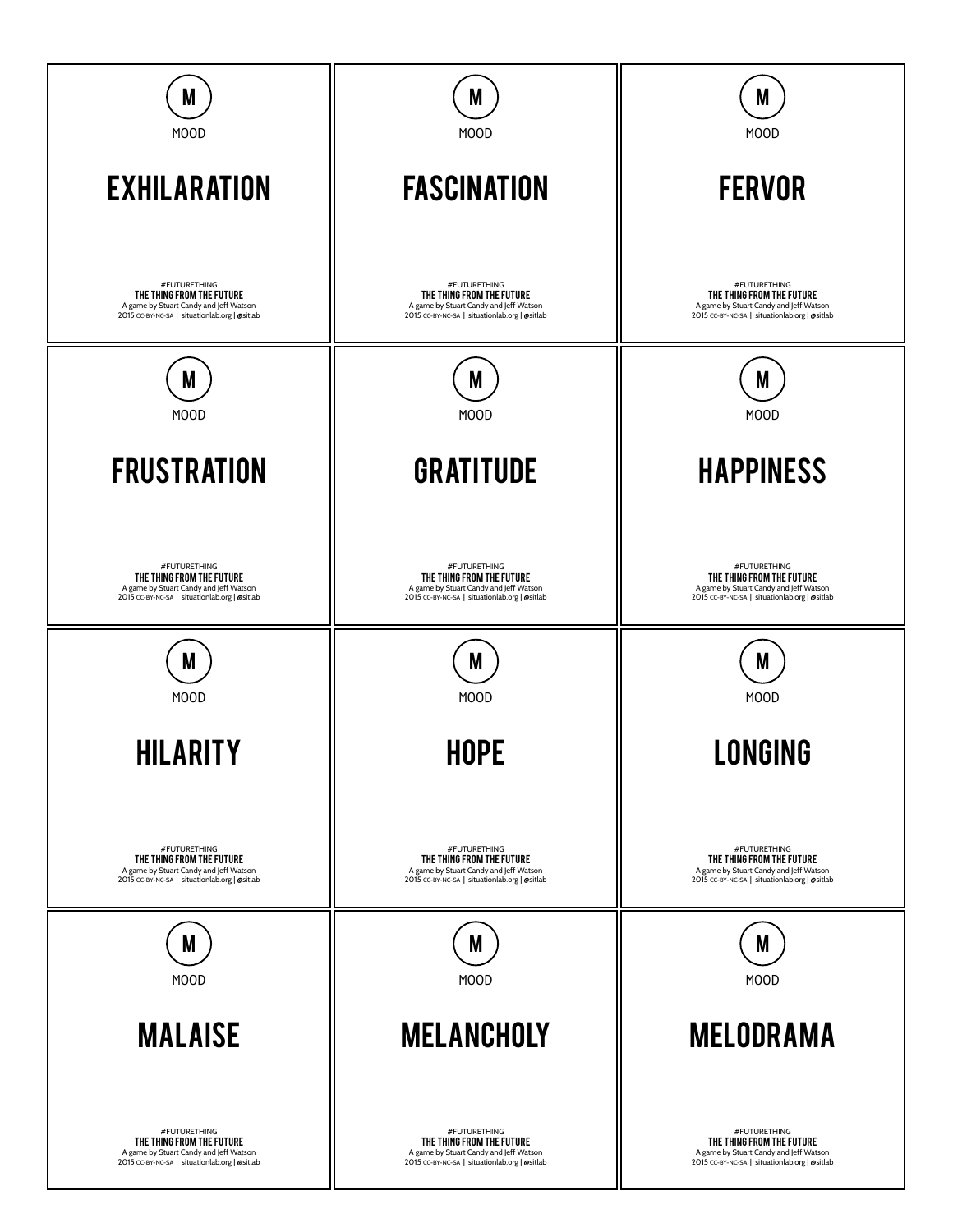M

MOOD

## EXHILARATION

#FUTURETHING
**THE THING FROM THE FUTURE**
A game by Stuart Candy and Jeff Watson
2015 CC-BY-NC-SA | situationlab.org | @sitlab

---

M

MOOD

## FASCINATION

#FUTURETHING
**THE THING FROM THE FUTURE**
A game by Stuart Candy and Jeff Watson
2015 CC-BY-NC-SA | situationlab.org | @sitlab

---

M

MOOD

## FERVOR

#FUTURETHING
**THE THING FROM THE FUTURE**
A game by Stuart Candy and Jeff Watson
2015 CC-BY-NC-SA | situationlab.org | @sitlab

---

M

MOOD

## FRUSTRATION

#FUTURETHING
**THE THING FROM THE FUTURE**
A game by Stuart Candy and Jeff Watson
2015 CC-BY-NC-SA | situationlab.org | @sitlab

---

M

MOOD

## GRATITUDE

#FUTURETHING
**THE THING FROM THE FUTURE**
A game by Stuart Candy and Jeff Watson
2015 CC-BY-NC-SA | situationlab.org | @sitlab

---

M

MOOD

## HAPPINESS

#FUTURETHING
**THE THING FROM THE FUTURE**
A game by Stuart Candy and Jeff Watson
2015 CC-BY-NC-SA | situationlab.org | @sitlab

---

M

MOOD

## HILARITY

#FUTURETHING
**THE THING FROM THE FUTURE**
A game by Stuart Candy and Jeff Watson
2015 CC-BY-NC-SA | situationlab.org | @sitlab

---

M

MOOD

## HOPE

#FUTURETHING
**THE THING FROM THE FUTURE**
A game by Stuart Candy and Jeff Watson
2015 CC-BY-NC-SA | situationlab.org | @sitlab

---

M

MOOD

## LONGING

#FUTURETHING
**THE THING FROM THE FUTURE**
A game by Stuart Candy and Jeff Watson
2015 CC-BY-NC-SA | situationlab.org | @sitlab

---

M

MOOD

## MALAISE

#FUTURETHING
**THE THING FROM THE FUTURE**
A game by Stuart Candy and Jeff Watson
2015 CC-BY-NC-SA | situationlab.org | @sitlab

---

M

MOOD

## MELANCHOLY

#FUTURETHING
**THE THING FROM THE FUTURE**
A game by Stuart Candy and Jeff Watson
2015 CC-BY-NC-SA | situationlab.org | @sitlab

---

M

MOOD

## MELODRAMA

#FUTURETHING
**THE THING FROM THE FUTURE**
A game by Stuart Candy and Jeff Watson
2015 CC-BY-NC-SA | situationlab.org | @sitlab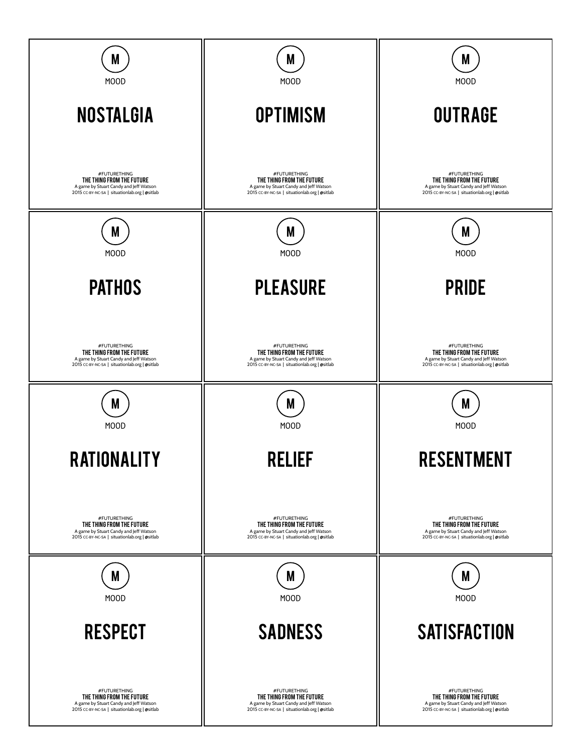M

MOOD

## NOSTALGIA

#FUTURETHING
THE THING FROM THE FUTURE
A game by Stuart Candy and Jeff Watson
2015 CC-BY-NC-SA | situationlab.org | @sitlab

M

MOOD

## OPTIMISM

#FUTURETHING
THE THING FROM THE FUTURE
A game by Stuart Candy and Jeff Watson
2015 CC-BY-NC-SA | situationlab.org | @sitlab

M

MOOD

## OUTRAGE

#FUTURETHING
THE THING FROM THE FUTURE
A game by Stuart Candy and Jeff Watson
2015 CC-BY-NC-SA | situationlab.org | @sitlab

M

MOOD

## PATHOS

#FUTURETHING
THE THING FROM THE FUTURE
A game by Stuart Candy and Jeff Watson
2015 CC-BY-NC-SA | situationlab.org | @sitlab

M

MOOD

## PLEASURE

#FUTURETHING
THE THING FROM THE FUTURE
A game by Stuart Candy and Jeff Watson
2015 CC-BY-NC-SA | situationlab.org | @sitlab

M

MOOD

## PRIDE

#FUTURETHING
THE THING FROM THE FUTURE
A game by Stuart Candy and Jeff Watson
2015 CC-BY-NC-SA | situationlab.org | @sitlab

M

MOOD

## RATIONALITY

#FUTURETHING
THE THING FROM THE FUTURE
A game by Stuart Candy and Jeff Watson
2015 CC-BY-NC-SA | situationlab.org | @sitlab

M

MOOD

## RELIEF

#FUTURETHING
THE THING FROM THE FUTURE
A game by Stuart Candy and Jeff Watson
2015 CC-BY-NC-SA | situationlab.org | @sitlab

M

MOOD

## RESENTMENT

#FUTURETHING
THE THING FROM THE FUTURE
A game by Stuart Candy and Jeff Watson
2015 CC-BY-NC-SA | situationlab.org | @sitlab

M

MOOD

## RESPECT

#FUTURETHING
THE THING FROM THE FUTURE
A game by Stuart Candy and Jeff Watson
2015 CC-BY-NC-SA | situationlab.org | @sitlab

M

MOOD

## SADNESS

#FUTURETHING
THE THING FROM THE FUTURE
A game by Stuart Candy and Jeff Watson
2015 CC-BY-NC-SA | situationlab.org | @sitlab

M

MOOD

## SATISFACTION

#FUTURETHING
THE THING FROM THE FUTURE
A game by Stuart Candy and Jeff Watson
2015 CC-BY-NC-SA | situationlab.org | @sitlab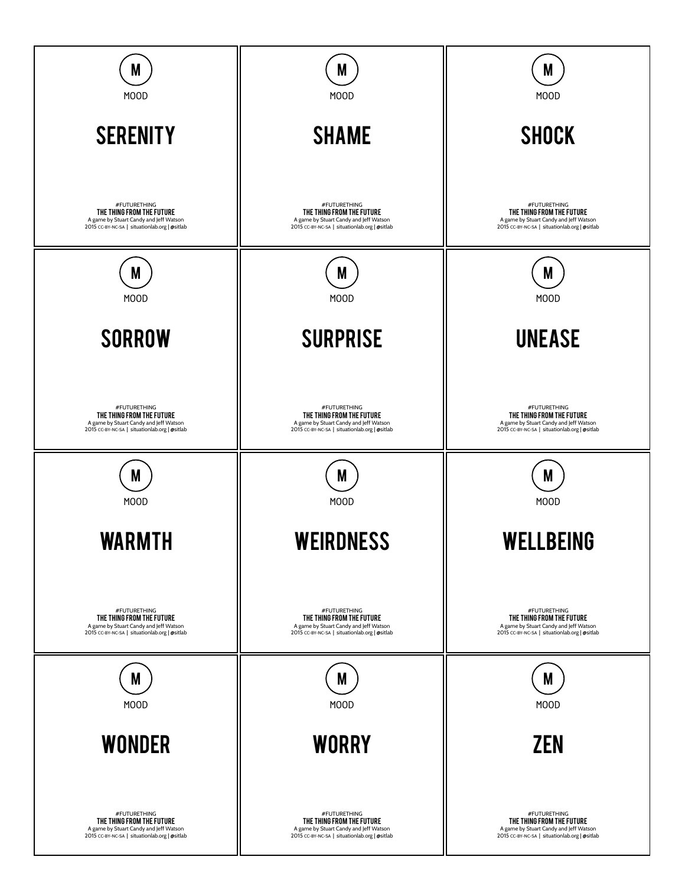M

MOOD

## SERENITY

#FUTURETHING
**THE THING FROM THE FUTURE**
A game by Stuart Candy and Jeff Watson
2015 CC-BY-NC-SA | situationlab.org | @sitlab

M

MOOD

## SHAME

#FUTURETHING
**THE THING FROM THE FUTURE**
A game by Stuart Candy and Jeff Watson
2015 CC-BY-NC-SA | situationlab.org | @sitlab

M

MOOD

## SHOCK

#FUTURETHING
**THE THING FROM THE FUTURE**
A game by Stuart Candy and Jeff Watson
2015 CC-BY-NC-SA | situationlab.org | @sitlab

M

MOOD

## SORROW

#FUTURETHING
**THE THING FROM THE FUTURE**
A game by Stuart Candy and Jeff Watson
2015 CC-BY-NC-SA | situationlab.org | @sitlab

M

MOOD

## SURPRISE

#FUTURETHING
**THE THING FROM THE FUTURE**
A game by Stuart Candy and Jeff Watson
2015 CC-BY-NC-SA | situationlab.org | @sitlab

M

MOOD

## UNEASE

#FUTURETHING
**THE THING FROM THE FUTURE**
A game by Stuart Candy and Jeff Watson
2015 CC-BY-NC-SA | situationlab.org | @sitlab

M

MOOD

## WARMTH

#FUTURETHING
**THE THING FROM THE FUTURE**
A game by Stuart Candy and Jeff Watson
2015 CC-BY-NC-SA | situationlab.org | @sitlab

M

MOOD

## WEIRDNESS

#FUTURETHING
**THE THING FROM THE FUTURE**
A game by Stuart Candy and Jeff Watson
2015 CC-BY-NC-SA | situationlab.org | @sitlab

M

MOOD

## WELLBEING

#FUTURETHING
**THE THING FROM THE FUTURE**
A game by Stuart Candy and Jeff Watson
2015 CC-BY-NC-SA | situationlab.org | @sitlab

M

MOOD

## WONDER

#FUTURETHING
**THE THING FROM THE FUTURE**
A game by Stuart Candy and Jeff Watson
2015 CC-BY-NC-SA | situationlab.org | @sitlab

M

MOOD

## WORRY

#FUTURETHING
**THE THING FROM THE FUTURE**
A game by Stuart Candy and Jeff Watson
2015 CC-BY-NC-SA | situationlab.org | @sitlab

M

MOOD

## ZEN

#FUTURETHING
**THE THING FROM THE FUTURE**
A game by Stuart Candy and Jeff Watson
2015 CC-BY-NC-SA | situationlab.org | @sitlab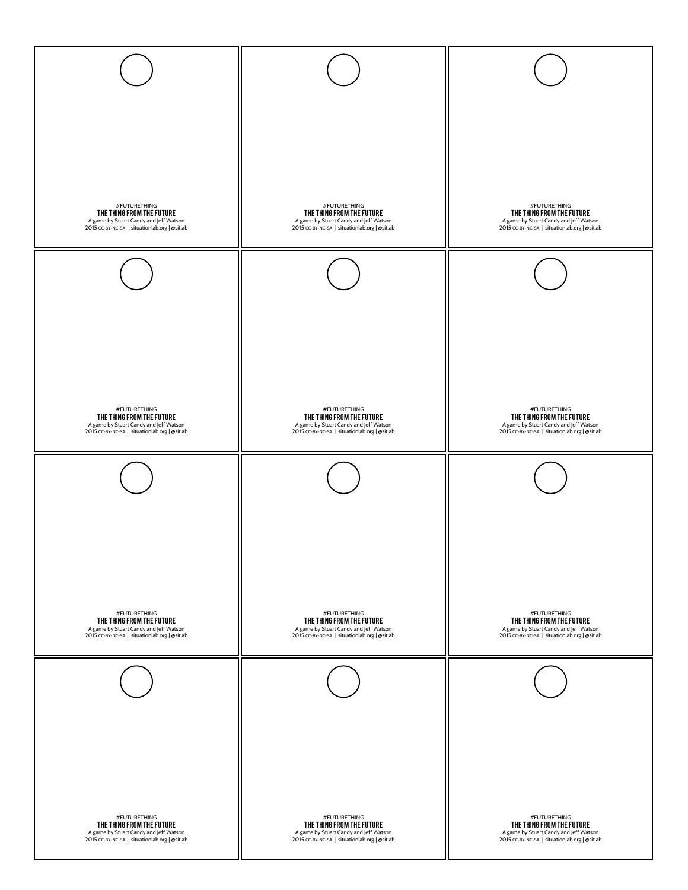#FUTURETHING
**THE THING FROM THE FUTURE**
A game by Stuart Candy and Jeff Watson
2015 CC-BY-NC-SA | situationlab.org | @sitlab

#FUTURETHING
**THE THING FROM THE FUTURE**
A game by Stuart Candy and Jeff Watson
2015 CC-BY-NC-SA | situationlab.org | @sitlab

#FUTURETHING
**THE THING FROM THE FUTURE**
A game by Stuart Candy and Jeff Watson
2015 CC-BY-NC-SA | situationlab.org | @sitlab

#FUTURETHING
**THE THING FROM THE FUTURE**
A game by Stuart Candy and Jeff Watson
2015 CC-BY-NC-SA | situationlab.org | @sitlab

#FUTURETHING
**THE THING FROM THE FUTURE**
A game by Stuart Candy and Jeff Watson
2015 CC-BY-NC-SA | situationlab.org | @sitlab

#FUTURETHING
**THE THING FROM THE FUTURE**
A game by Stuart Candy and Jeff Watson
2015 CC-BY-NC-SA | situationlab.org | @sitlab

#FUTURETHING
**THE THING FROM THE FUTURE**
A game by Stuart Candy and Jeff Watson
2015 CC-BY-NC-SA | situationlab.org | @sitlab

#FUTURETHING
**THE THING FROM THE FUTURE**
A game by Stuart Candy and Jeff Watson
2015 CC-BY-NC-SA | situationlab.org | @sitlab

#FUTURETHING
**THE THING FROM THE FUTURE**
A game by Stuart Candy and Jeff Watson
2015 CC-BY-NC-SA | situationlab.org | @sitlab

#FUTURETHING
**THE THING FROM THE FUTURE**
A game by Stuart Candy and Jeff Watson
2015 CC-BY-NC-SA | situationlab.org | @sitlab

#FUTURETHING
**THE THING FROM THE FUTURE**
A game by Stuart Candy and Jeff Watson
2015 CC-BY-NC-SA | situationlab.org | @sitlab

#FUTURETHING
**THE THING FROM THE FUTURE**
A game by Stuart Candy and Jeff Watson
2015 CC-BY-NC-SA | situationlab.org | @sitlab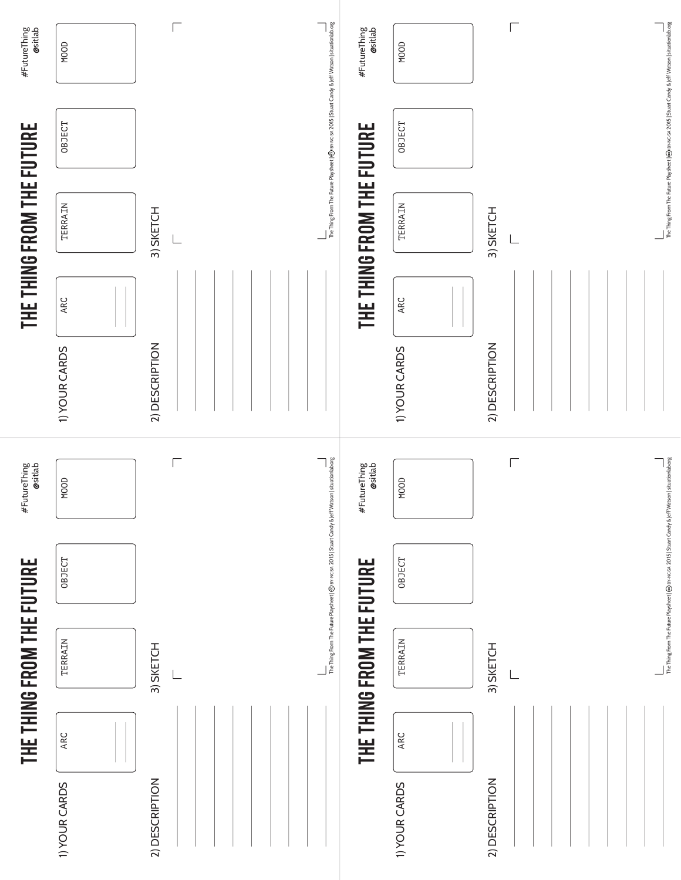# THE THING FROM THE FUTURE

#FutureThing
@sitlab

1) YOUR CARDS

ARC

TERRAIN

OBJECT

MOOD

2) DESCRIPTION

3) SKETCH

The Thing From The Future Playsheet | BY-NC-SA 2015 | Stuart Candy & Jeff Watson | situationlab.org

# THE THING FROM THE FUTURE

#FutureThing
@sitlab

1) YOUR CARDS

ARC

TERRAIN

OBJECT

MOOD

2) DESCRIPTION

3) SKETCH

The Thing From The Future Playsheet | BY-NC-SA 2015 | Stuart Candy & Jeff Watson | situationlab.org

# THE THING FROM THE FUTURE

#FutureThing
@sitlab

1) YOUR CARDS

ARC

TERRAIN

OBJECT

MOOD

2) DESCRIPTION

3) SKETCH

The Thing From The Future Playsheet | BY-NC-SA 2015 | Stuart Candy & Jeff Watson | situationlab.org

# THE THING FROM THE FUTURE

#FutureThing
@sitlab

1) YOUR CARDS

ARC

TERRAIN

OBJECT

MOOD

2) DESCRIPTION

3) SKETCH

The Thing From The Future Playsheet | BY-NC-SA 2015 | Stuart Candy & Jeff Watson | situationlab.org